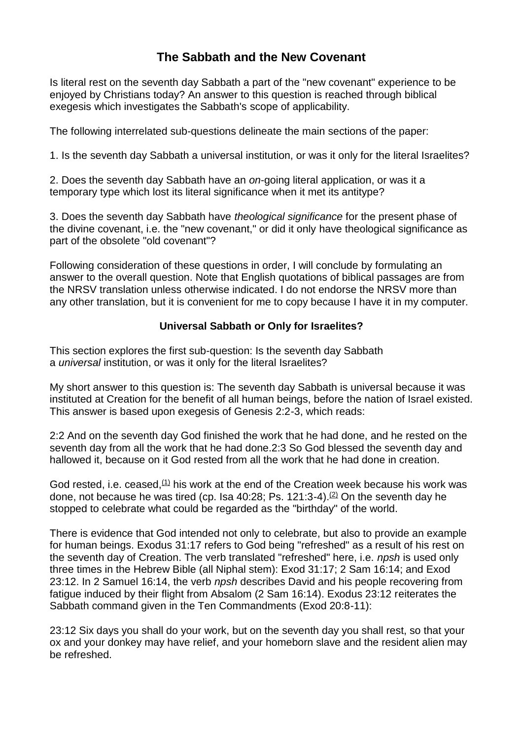# The Sabbath and the New Covenant

Is literal rest on the seventh day Sabbath a part of the "new covenant" experience to be enjoyed by Christians today? An answer to this question is reached through biblical exegesis which investigates the Sabbath's scope of applicability.

The following interrelated sub-questions delineate the main sections of the paper:

1. Is the seventh day Sabbath a universal institution, or was it only for the literal Israelites?

2. Does the seventh day Sabbath have an *on*-going literal application, or was it a temporary type which lost its literal significance when it met its antitype?

3. Does the seventh day Sabbath have *theological significance* for the present phase of the divine covenant, i.e. the "new covenant," or did it only have theological significance as part of the obsolete "old covenant"?

Following consideration of these questions in order, I will conclude by formulating an answer to the overall question. Note that English quotations of biblical passages are from the NRSV translation unless otherwise indicated. I do not endorse the NRSV more than any other translation, but it is convenient for me to copy because I have it in my computer.

### Universal Sabbath or Only for Israelites?

This section explores the first sub-question: Is the seventh day Sabbath a *universal* institution, or was it only for the literal Israelites?

My short answer to this question is: The seventh day Sabbath is universal because it was instituted at Creation for the benefit of all human beings, before the nation of Israel existed. This answer is based upon exegesis of Genesis 2:2-3, which reads:

2:2 And on the seventh day God finished the work that he had done, and he rested on the seventh day from all the work that he had done.2:3 So God blessed the seventh day and hallowed it, because on it God rested from all the work that he had done in creation.

God rested, i.e. ceased,[(1)] his work at the end of the Creation week because his work was done, not because he was tired (cp. Isa 40:28; Ps. 121:3-4).[(2)] On the seventh day he stopped to celebrate what could be regarded as the "birthday" of the world.

There is evidence that God intended not only to celebrate, but also to provide an example for human beings. Exodus 31:17 refers to God being "refreshed" as a result of his rest on the seventh day of Creation. The verb translated "refreshed" here, i.e. *npsh* is used only three times in the Hebrew Bible (all Niphal stem): Exod 31:17; 2 Sam 16:14; and Exod 23:12. In 2 Samuel 16:14, the verb *npsh* describes David and his people recovering from fatigue induced by their flight from Absalom (2 Sam 16:14). Exodus 23:12 reiterates the Sabbath command given in the Ten Commandments (Exod 20:8-11):

23:12 Six days you shall do your work, but on the seventh day you shall rest, so that your ox and your donkey may have relief, and your homeborn slave and the resident alien may be refreshed.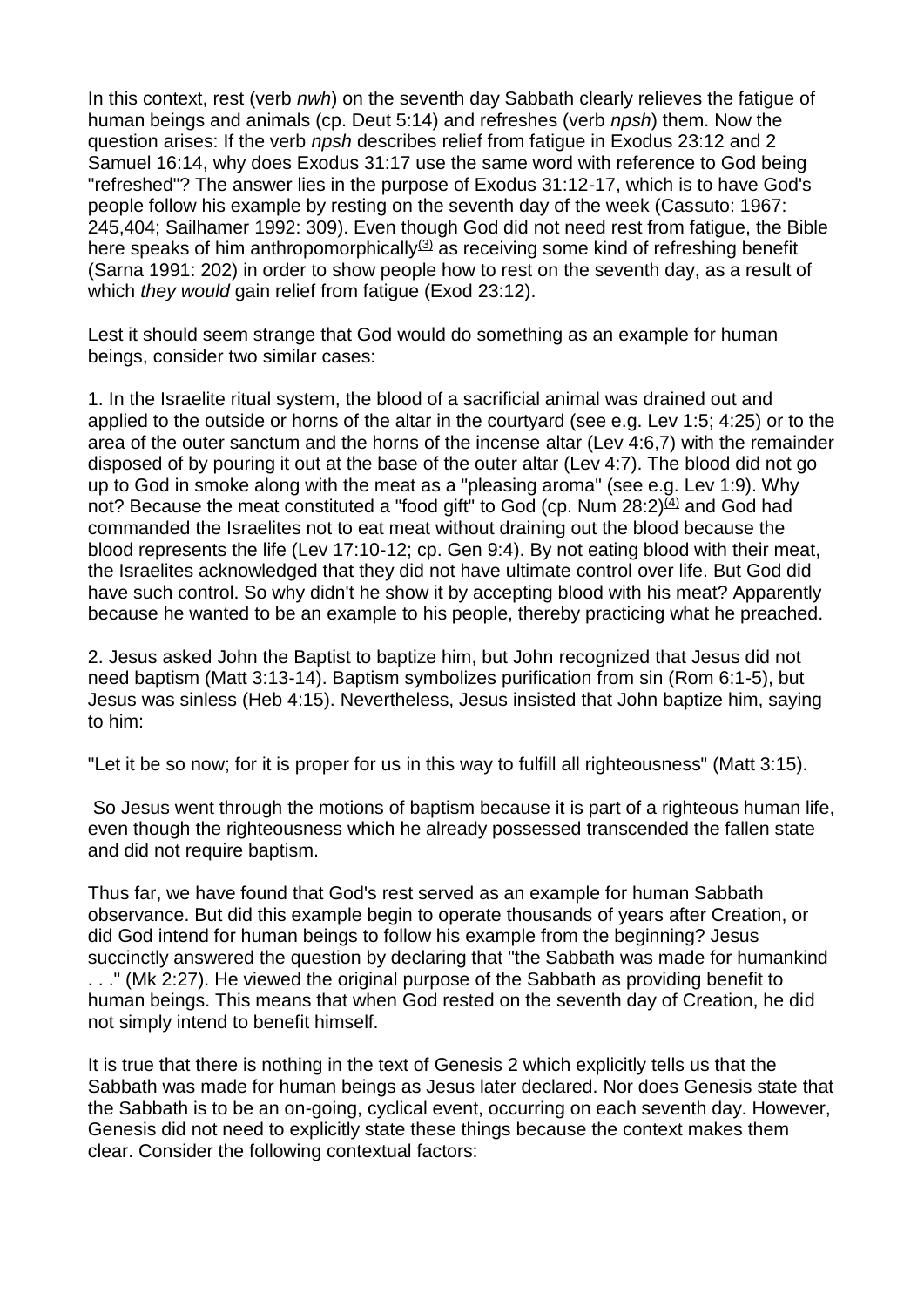In this context, rest (verb *nwh*) on the seventh day Sabbath clearly relieves the fatigue of human beings and animals (cp. Deut 5:14) and refreshes (verb *npsh*) them. Now the question arises: If the verb *npsh* describes relief from fatigue in Exodus 23:12 and 2 Samuel 16:14, why does Exodus 31:17 use the same word with reference to God being "refreshed"? The answer lies in the purpose of Exodus 31:12-17, which is to have God's people follow his example by resting on the seventh day of the week (Cassuto: 1967: 245,404; Sailhamer 1992: 309). Even though God did not need rest from fatigue, the Bible here speaks of him anthropomorphically[(3)] as receiving some kind of refreshing benefit (Sarna 1991: 202) in order to show people how to rest on the seventh day, as a result of which *they would* gain relief from fatigue (Exod 23:12).

Lest it should seem strange that God would do something as an example for human beings, consider two similar cases:

1. In the Israelite ritual system, the blood of a sacrificial animal was drained out and applied to the outside or horns of the altar in the courtyard (see e.g. Lev 1:5; 4:25) or to the area of the outer sanctum and the horns of the incense altar (Lev 4:6,7) with the remainder disposed of by pouring it out at the base of the outer altar (Lev 4:7). The blood did not go up to God in smoke along with the meat as a "pleasing aroma" (see e.g. Lev 1:9). Why not? Because the meat constituted a "food gift" to God (cp. Num 28:2)[(4)] and God had commanded the Israelites not to eat meat without draining out the blood because the blood represents the life (Lev 17:10-12; cp. Gen 9:4). By not eating blood with their meat, the Israelites acknowledged that they did not have ultimate control over life. But God did have such control. So why didn't he show it by accepting blood with his meat? Apparently because he wanted to be an example to his people, thereby practicing what he preached.

2. Jesus asked John the Baptist to baptize him, but John recognized that Jesus did not need baptism (Matt 3:13-14). Baptism symbolizes purification from sin (Rom 6:1-5), but Jesus was sinless (Heb 4:15). Nevertheless, Jesus insisted that John baptize him, saying to him:

"Let it be so now; for it is proper for us in this way to fulfill all righteousness" (Matt 3:15).

So Jesus went through the motions of baptism because it is part of a righteous human life, even though the righteousness which he already possessed transcended the fallen state and did not require baptism.

Thus far, we have found that God's rest served as an example for human Sabbath observance. But did this example begin to operate thousands of years after Creation, or did God intend for human beings to follow his example from the beginning? Jesus succinctly answered the question by declaring that "the Sabbath was made for humankind . . ." (Mk 2:27). He viewed the original purpose of the Sabbath as providing benefit to human beings. This means that when God rested on the seventh day of Creation, he did not simply intend to benefit himself.

It is true that there is nothing in the text of Genesis 2 which explicitly tells us that the Sabbath was made for human beings as Jesus later declared. Nor does Genesis state that the Sabbath is to be an on-going, cyclical event, occurring on each seventh day. However, Genesis did not need to explicitly state these things because the context makes them clear. Consider the following contextual factors: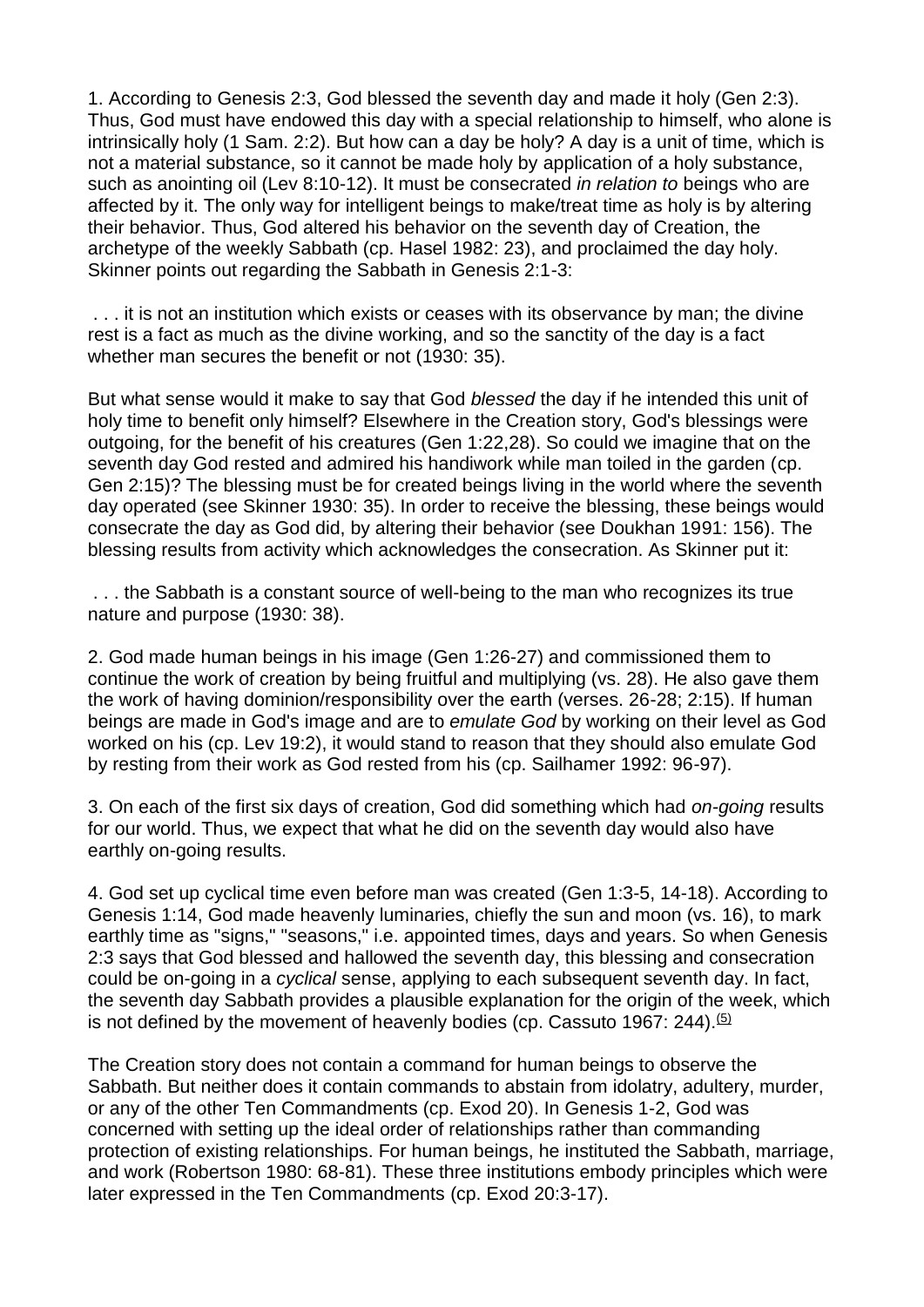1. According to Genesis 2:3, God blessed the seventh day and made it holy (Gen 2:3). Thus, God must have endowed this day with a special relationship to himself, who alone is intrinsically holy (1 Sam. 2:2). But how can a day be holy? A day is a unit of time, which is not a material substance, so it cannot be made holy by application of a holy substance, such as anointing oil (Lev 8:10-12). It must be consecrated *in relation to* beings who are affected by it. The only way for intelligent beings to make/treat time as holy is by altering their behavior. Thus, God altered his behavior on the seventh day of Creation, the archetype of the weekly Sabbath (cp. Hasel 1982: 23), and proclaimed the day holy. Skinner points out regarding the Sabbath in Genesis 2:1-3:

> . . . it is not an institution which exists or ceases with its observance by man; the divine rest is a fact as much as the divine working, and so the sanctity of the day is a fact whether man secures the benefit or not (1930: 35).

But what sense would it make to say that God *blessed* the day if he intended this unit of holy time to benefit only himself? Elsewhere in the Creation story, God's blessings were outgoing, for the benefit of his creatures (Gen 1:22,28). So could we imagine that on the seventh day God rested and admired his handiwork while man toiled in the garden (cp. Gen 2:15)? The blessing must be for created beings living in the world where the seventh day operated (see Skinner 1930: 35). In order to receive the blessing, these beings would consecrate the day as God did, by altering their behavior (see Doukhan 1991: 156). The blessing results from activity which acknowledges the consecration. As Skinner put it:

> . . . the Sabbath is a constant source of well-being to the man who recognizes its true nature and purpose (1930: 38).

2. God made human beings in his image (Gen 1:26-27) and commissioned them to continue the work of creation by being fruitful and multiplying (vs. 28). He also gave them the work of having dominion/responsibility over the earth (verses. 26-28; 2:15). If human beings are made in God's image and are to *emulate God* by working on their level as God worked on his (cp. Lev 19:2), it would stand to reason that they should also emulate God by resting from their work as God rested from his (cp. Sailhamer 1992: 96-97).

3. On each of the first six days of creation, God did something which had *on-going* results for our world. Thus, we expect that what he did on the seventh day would also have earthly on-going results.

4. God set up cyclical time even before man was created (Gen 1:3-5, 14-18). According to Genesis 1:14, God made heavenly luminaries, chiefly the sun and moon (vs. 16), to mark earthly time as "signs," "seasons," i.e. appointed times, days and years. So when Genesis 2:3 says that God blessed and hallowed the seventh day, this blessing and consecration could be on-going in a *cyclical* sense, applying to each subsequent seventh day. In fact, the seventh day Sabbath provides a plausible explanation for the origin of the week, which is not defined by the movement of heavenly bodies (cp. Cassuto 1967: 244).[(5)]

The Creation story does not contain a command for human beings to observe the Sabbath. But neither does it contain commands to abstain from idolatry, adultery, murder, or any of the other Ten Commandments (cp. Exod 20). In Genesis 1-2, God was concerned with setting up the ideal order of relationships rather than commanding protection of existing relationships. For human beings, he instituted the Sabbath, marriage, and work (Robertson 1980: 68-81). These three institutions embody principles which were later expressed in the Ten Commandments (cp. Exod 20:3-17).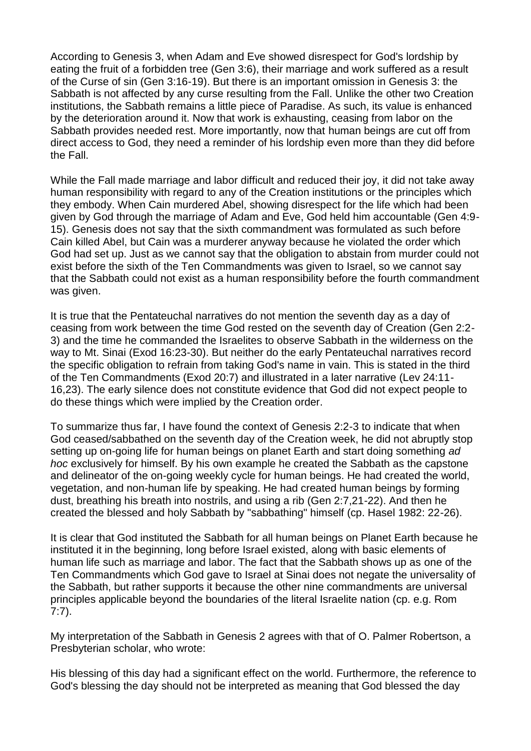According to Genesis 3, when Adam and Eve showed disrespect for God's lordship by eating the fruit of a forbidden tree (Gen 3:6), their marriage and work suffered as a result of the Curse of sin (Gen 3:16-19). But there is an important omission in Genesis 3: the Sabbath is not affected by any curse resulting from the Fall. Unlike the other two Creation institutions, the Sabbath remains a little piece of Paradise. As such, its value is enhanced by the deterioration around it. Now that work is exhausting, ceasing from labor on the Sabbath provides needed rest. More importantly, now that human beings are cut off from direct access to God, they need a reminder of his lordship even more than they did before the Fall.

While the Fall made marriage and labor difficult and reduced their joy, it did not take away human responsibility with regard to any of the Creation institutions or the principles which they embody. When Cain murdered Abel, showing disrespect for the life which had been given by God through the marriage of Adam and Eve, God held him accountable (Gen 4:9-15). Genesis does not say that the sixth commandment was formulated as such before Cain killed Abel, but Cain was a murderer anyway because he violated the order which God had set up. Just as we cannot say that the obligation to abstain from murder could not exist before the sixth of the Ten Commandments was given to Israel, so we cannot say that the Sabbath could not exist as a human responsibility before the fourth commandment was given.

It is true that the Pentateuchal narratives do not mention the seventh day as a day of ceasing from work between the time God rested on the seventh day of Creation (Gen 2:2-3) and the time he commanded the Israelites to observe Sabbath in the wilderness on the way to Mt. Sinai (Exod 16:23-30). But neither do the early Pentateuchal narratives record the specific obligation to refrain from taking God's name in vain. This is stated in the third of the Ten Commandments (Exod 20:7) and illustrated in a later narrative (Lev 24:11-16,23). The early silence does not constitute evidence that God did not expect people to do these things which were implied by the Creation order.

To summarize thus far, I have found the context of Genesis 2:2-3 to indicate that when God ceased/sabbathed on the seventh day of the Creation week, he did not abruptly stop setting up on-going life for human beings on planet Earth and start doing something *ad hoc* exclusively for himself. By his own example he created the Sabbath as the capstone and delineator of the on-going weekly cycle for human beings. He had created the world, vegetation, and non-human life by speaking. He had created human beings by forming dust, breathing his breath into nostrils, and using a rib (Gen 2:7,21-22). And then he created the blessed and holy Sabbath by "sabbathing" himself (cp. Hasel 1982: 22-26).

It is clear that God instituted the Sabbath for all human beings on Planet Earth because he instituted it in the beginning, long before Israel existed, along with basic elements of human life such as marriage and labor. The fact that the Sabbath shows up as one of the Ten Commandments which God gave to Israel at Sinai does not negate the universality of the Sabbath, but rather supports it because the other nine commandments are universal principles applicable beyond the boundaries of the literal Israelite nation (cp. e.g. Rom 7:7).

My interpretation of the Sabbath in Genesis 2 agrees with that of O. Palmer Robertson, a Presbyterian scholar, who wrote:

His blessing of this day had a significant effect on the world. Furthermore, the reference to God's blessing the day should not be interpreted as meaning that God blessed the day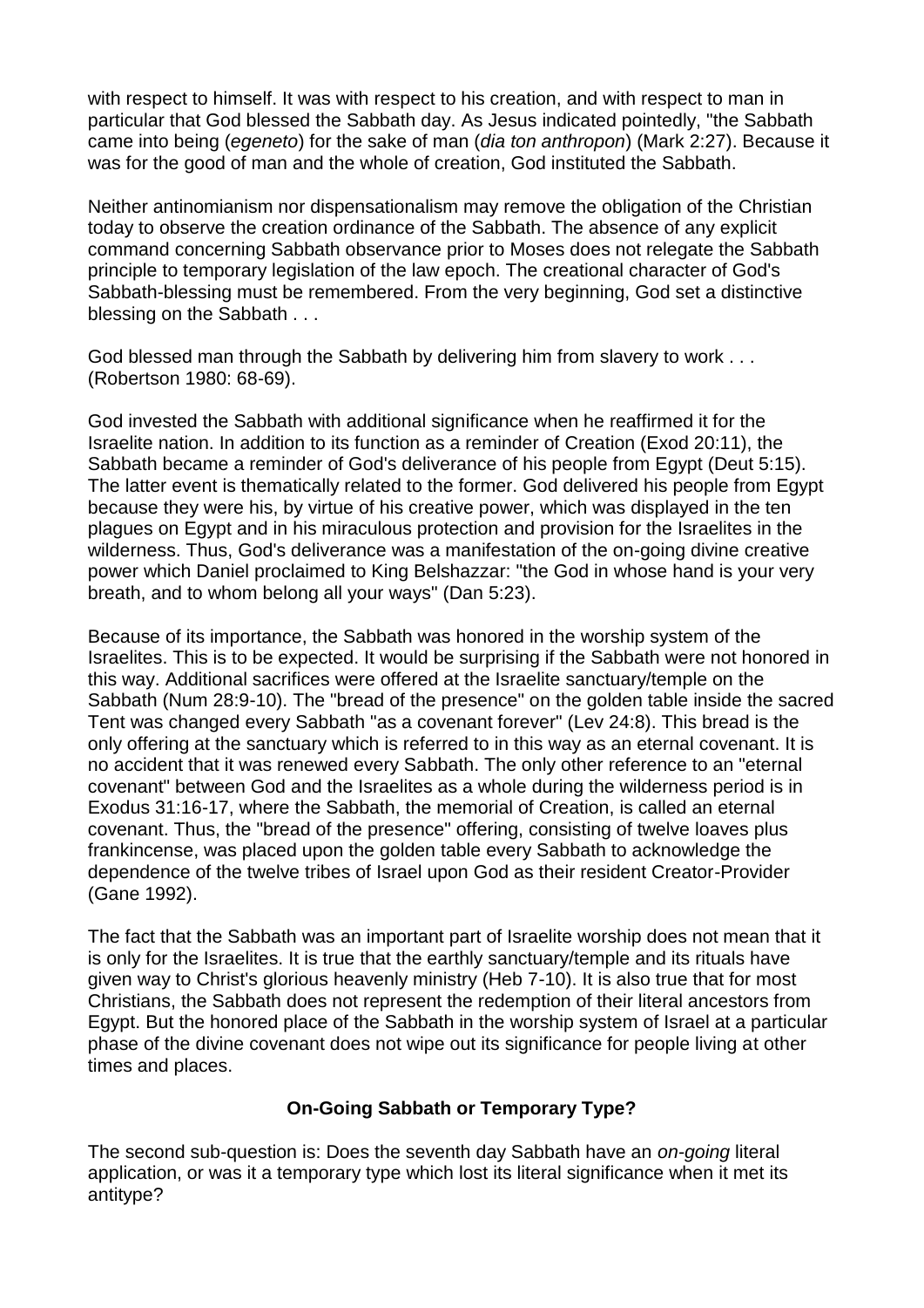with respect to himself. It was with respect to his creation, and with respect to man in particular that God blessed the Sabbath day. As Jesus indicated pointedly, "the Sabbath came into being (*egeneto*) for the sake of man (*dia ton anthropon*) (Mark 2:27). Because it was for the good of man and the whole of creation, God instituted the Sabbath.

Neither antinomianism nor dispensationalism may remove the obligation of the Christian today to observe the creation ordinance of the Sabbath. The absence of any explicit command concerning Sabbath observance prior to Moses does not relegate the Sabbath principle to temporary legislation of the law epoch. The creational character of God's Sabbath-blessing must be remembered. From the very beginning, God set a distinctive blessing on the Sabbath . . .

God blessed man through the Sabbath by delivering him from slavery to work . . . (Robertson 1980: 68-69).

God invested the Sabbath with additional significance when he reaffirmed it for the Israelite nation. In addition to its function as a reminder of Creation (Exod 20:11), the Sabbath became a reminder of God's deliverance of his people from Egypt (Deut 5:15). The latter event is thematically related to the former. God delivered his people from Egypt because they were his, by virtue of his creative power, which was displayed in the ten plagues on Egypt and in his miraculous protection and provision for the Israelites in the wilderness. Thus, God's deliverance was a manifestation of the on-going divine creative power which Daniel proclaimed to King Belshazzar: "the God in whose hand is your very breath, and to whom belong all your ways" (Dan 5:23).

Because of its importance, the Sabbath was honored in the worship system of the Israelites. This is to be expected. It would be surprising if the Sabbath were not honored in this way. Additional sacrifices were offered at the Israelite sanctuary/temple on the Sabbath (Num 28:9-10). The "bread of the presence" on the golden table inside the sacred Tent was changed every Sabbath "as a covenant forever" (Lev 24:8). This bread is the only offering at the sanctuary which is referred to in this way as an eternal covenant. It is no accident that it was renewed every Sabbath. The only other reference to an "eternal covenant" between God and the Israelites as a whole during the wilderness period is in Exodus 31:16-17, where the Sabbath, the memorial of Creation, is called an eternal covenant. Thus, the "bread of the presence" offering, consisting of twelve loaves plus frankincense, was placed upon the golden table every Sabbath to acknowledge the dependence of the twelve tribes of Israel upon God as their resident Creator-Provider (Gane 1992).

The fact that the Sabbath was an important part of Israelite worship does not mean that it is only for the Israelites. It is true that the earthly sanctuary/temple and its rituals have given way to Christ's glorious heavenly ministry (Heb 7-10). It is also true that for most Christians, the Sabbath does not represent the redemption of their literal ancestors from Egypt. But the honored place of the Sabbath in the worship system of Israel at a particular phase of the divine covenant does not wipe out its significance for people living at other times and places.

**On-Going Sabbath or Temporary Type?**

The second sub-question is: Does the seventh day Sabbath have an *on-going* literal application, or was it a temporary type which lost its literal significance when it met its antitype?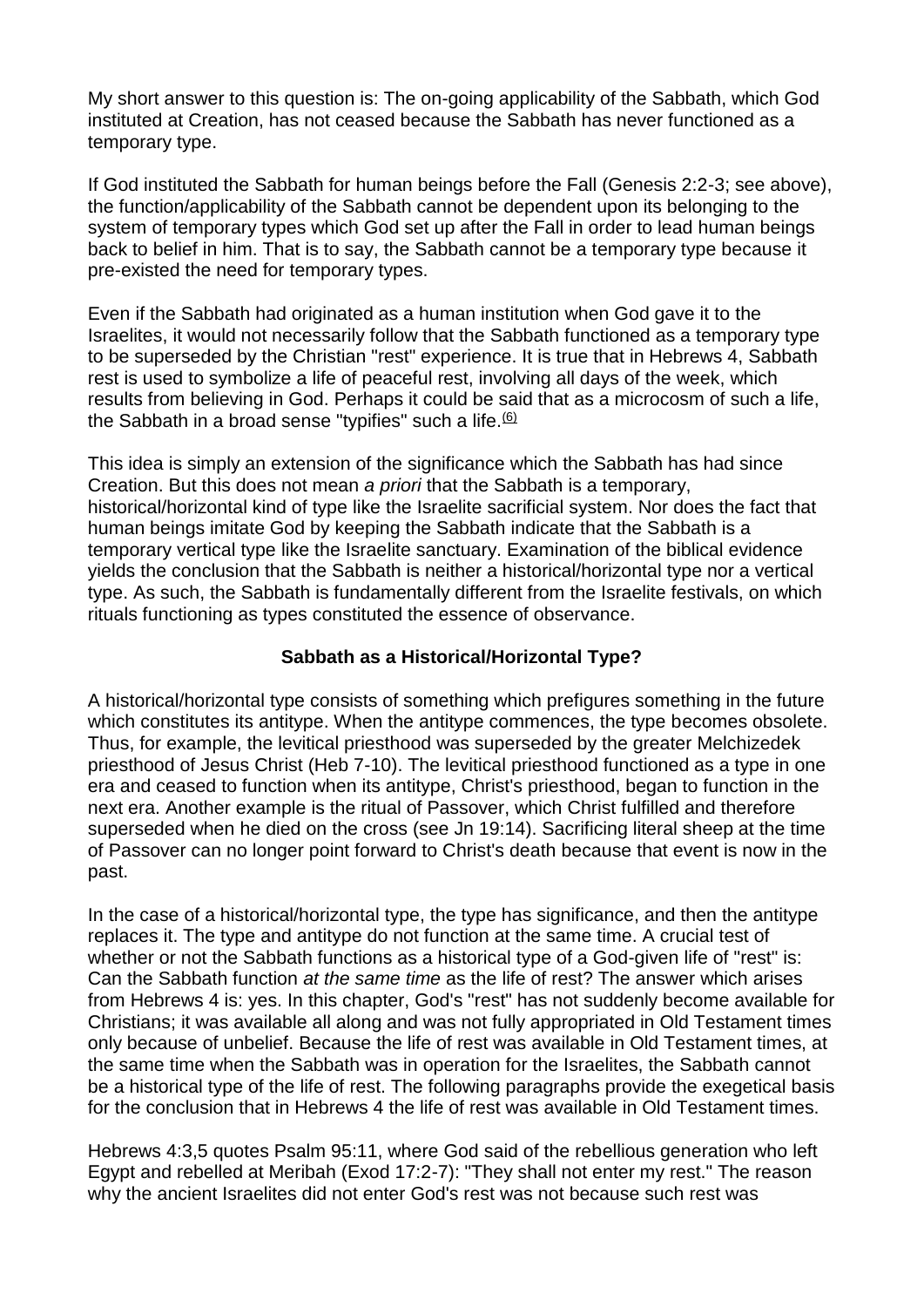My short answer to this question is: The on-going applicability of the Sabbath, which God instituted at Creation, has not ceased because the Sabbath has never functioned as a temporary type.

If God instituted the Sabbath for human beings before the Fall (Genesis 2:2-3; see above), the function/applicability of the Sabbath cannot be dependent upon its belonging to the system of temporary types which God set up after the Fall in order to lead human beings back to belief in him. That is to say, the Sabbath cannot be a temporary type because it pre-existed the need for temporary types.

Even if the Sabbath had originated as a human institution when God gave it to the Israelites, it would not necessarily follow that the Sabbath functioned as a temporary type to be superseded by the Christian "rest" experience. It is true that in Hebrews 4, Sabbath rest is used to symbolize a life of peaceful rest, involving all days of the week, which results from believing in God. Perhaps it could be said that as a microcosm of such a life, the Sabbath in a broad sense "typifies" such a life.[(6)]

This idea is simply an extension of the significance which the Sabbath has had since Creation. But this does not mean *a priori* that the Sabbath is a temporary, historical/horizontal kind of type like the Israelite sacrificial system. Nor does the fact that human beings imitate God by keeping the Sabbath indicate that the Sabbath is a temporary vertical type like the Israelite sanctuary. Examination of the biblical evidence yields the conclusion that the Sabbath is neither a historical/horizontal type nor a vertical type. As such, the Sabbath is fundamentally different from the Israelite festivals, on which rituals functioning as types constituted the essence of observance.

## Sabbath as a Historical/Horizontal Type?

A historical/horizontal type consists of something which prefigures something in the future which constitutes its antitype. When the antitype commences, the type becomes obsolete. Thus, for example, the levitical priesthood was superseded by the greater Melchizedek priesthood of Jesus Christ (Heb 7-10). The levitical priesthood functioned as a type in one era and ceased to function when its antitype, Christ's priesthood, began to function in the next era. Another example is the ritual of Passover, which Christ fulfilled and therefore superseded when he died on the cross (see Jn 19:14). Sacrificing literal sheep at the time of Passover can no longer point forward to Christ's death because that event is now in the past.

In the case of a historical/horizontal type, the type has significance, and then the antitype replaces it. The type and antitype do not function at the same time. A crucial test of whether or not the Sabbath functions as a historical type of a God-given life of "rest" is: Can the Sabbath function *at the same time* as the life of rest? The answer which arises from Hebrews 4 is: yes. In this chapter, God's "rest" has not suddenly become available for Christians; it was available all along and was not fully appropriated in Old Testament times only because of unbelief. Because the life of rest was available in Old Testament times, at the same time when the Sabbath was in operation for the Israelites, the Sabbath cannot be a historical type of the life of rest. The following paragraphs provide the exegetical basis for the conclusion that in Hebrews 4 the life of rest was available in Old Testament times.

Hebrews 4:3,5 quotes Psalm 95:11, where God said of the rebellious generation who left Egypt and rebelled at Meribah (Exod 17:2-7): "They shall not enter my rest." The reason why the ancient Israelites did not enter God's rest was not because such rest was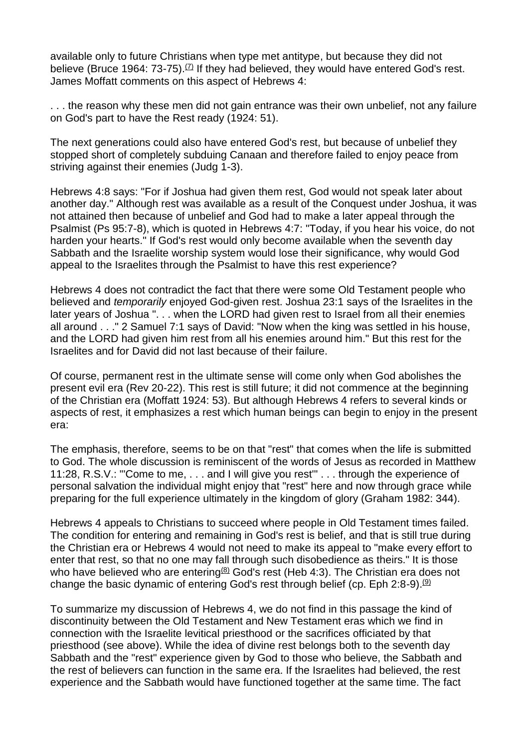available only to future Christians when type met antitype, but because they did not believe (Bruce 1964: 73-75).[(7)] If they had believed, they would have entered God's rest. James Moffatt comments on this aspect of Hebrews 4:

. . . the reason why these men did not gain entrance was their own unbelief, not any failure on God's part to have the Rest ready (1924: 51).

The next generations could also have entered God's rest, but because of unbelief they stopped short of completely subduing Canaan and therefore failed to enjoy peace from striving against their enemies (Judg 1-3).

Hebrews 4:8 says: "For if Joshua had given them rest, God would not speak later about another day." Although rest was available as a result of the Conquest under Joshua, it was not attained then because of unbelief and God had to make a later appeal through the Psalmist (Ps 95:7-8), which is quoted in Hebrews 4:7: "Today, if you hear his voice, do not harden your hearts." If God's rest would only become available when the seventh day Sabbath and the Israelite worship system would lose their significance, why would God appeal to the Israelites through the Psalmist to have this rest experience?

Hebrews 4 does not contradict the fact that there were some Old Testament people who believed and *temporarily* enjoyed God-given rest. Joshua 23:1 says of the Israelites in the later years of Joshua ". . . when the LORD had given rest to Israel from all their enemies all around . . ." 2 Samuel 7:1 says of David: "Now when the king was settled in his house, and the LORD had given him rest from all his enemies around him." But this rest for the Israelites and for David did not last because of their failure.

Of course, permanent rest in the ultimate sense will come only when God abolishes the present evil era (Rev 20-22). This rest is still future; it did not commence at the beginning of the Christian era (Moffatt 1924: 53). But although Hebrews 4 refers to several kinds or aspects of rest, it emphasizes a rest which human beings can begin to enjoy in the present era:

The emphasis, therefore, seems to be on that "rest" that comes when the life is submitted to God. The whole discussion is reminiscent of the words of Jesus as recorded in Matthew 11:28, R.S.V.: "'Come to me, . . . and I will give you rest'" . . . through the experience of personal salvation the individual might enjoy that "rest" here and now through grace while preparing for the full experience ultimately in the kingdom of glory (Graham 1982: 344).

Hebrews 4 appeals to Christians to succeed where people in Old Testament times failed. The condition for entering and remaining in God's rest is belief, and that is still true during the Christian era or Hebrews 4 would not need to make its appeal to "make every effort to enter that rest, so that no one may fall through such disobedience as theirs." It is those who have believed who are entering[(8)] God's rest (Heb 4:3). The Christian era does not change the basic dynamic of entering God's rest through belief (cp. Eph 2:8-9).[(9)]

To summarize my discussion of Hebrews 4, we do not find in this passage the kind of discontinuity between the Old Testament and New Testament eras which we find in connection with the Israelite levitical priesthood or the sacrifices officiated by that priesthood (see above). While the idea of divine rest belongs both to the seventh day Sabbath and the "rest" experience given by God to those who believe, the Sabbath and the rest of believers can function in the same era. If the Israelites had believed, the rest experience and the Sabbath would have functioned together at the same time. The fact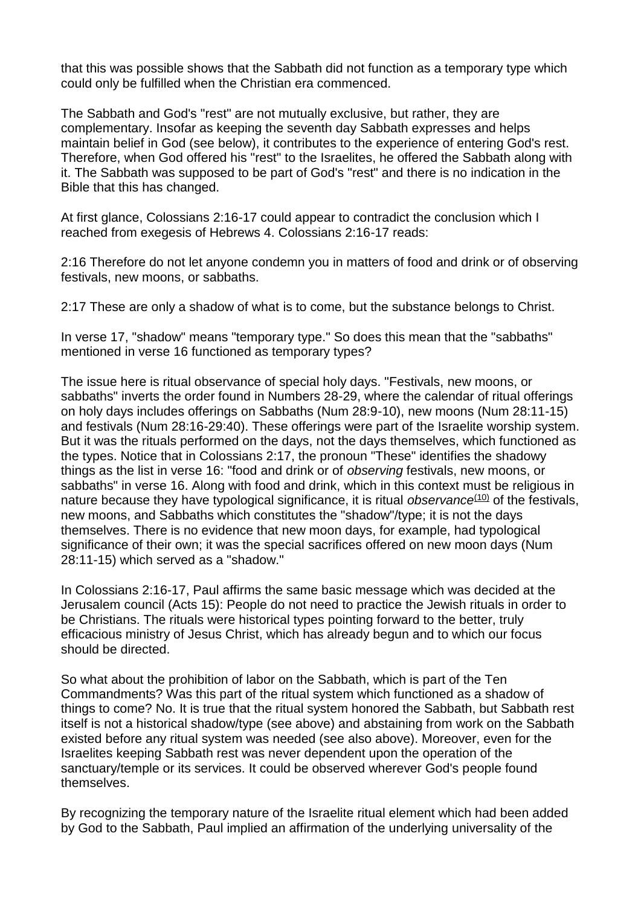that this was possible shows that the Sabbath did not function as a temporary type which could only be fulfilled when the Christian era commenced.

The Sabbath and God's "rest" are not mutually exclusive, but rather, they are complementary. Insofar as keeping the seventh day Sabbath expresses and helps maintain belief in God (see below), it contributes to the experience of entering God's rest. Therefore, when God offered his "rest" to the Israelites, he offered the Sabbath along with it. The Sabbath was supposed to be part of God's "rest" and there is no indication in the Bible that this has changed.

At first glance, Colossians 2:16-17 could appear to contradict the conclusion which I reached from exegesis of Hebrews 4. Colossians 2:16-17 reads:

2:16 Therefore do not let anyone condemn you in matters of food and drink or of observing festivals, new moons, or sabbaths.

2:17 These are only a shadow of what is to come, but the substance belongs to Christ.

In verse 17, "shadow" means "temporary type." So does this mean that the "sabbaths" mentioned in verse 16 functioned as temporary types?

The issue here is ritual observance of special holy days. "Festivals, new moons, or sabbaths" inverts the order found in Numbers 28-29, where the calendar of ritual offerings on holy days includes offerings on Sabbaths (Num 28:9-10), new moons (Num 28:11-15) and festivals (Num 28:16-29:40). These offerings were part of the Israelite worship system. But it was the rituals performed on the days, not the days themselves, which functioned as the types. Notice that in Colossians 2:17, the pronoun "These" identifies the shadowy things as the list in verse 16: "food and drink or of *observing* festivals, new moons, or sabbaths" in verse 16. Along with food and drink, which in this context must be religious in nature because they have typological significance, it is ritual *observance*[(10)] of the festivals, new moons, and Sabbaths which constitutes the "shadow"/type; it is not the days themselves. There is no evidence that new moon days, for example, had typological significance of their own; it was the special sacrifices offered on new moon days (Num 28:11-15) which served as a "shadow."

In Colossians 2:16-17, Paul affirms the same basic message which was decided at the Jerusalem council (Acts 15): People do not need to practice the Jewish rituals in order to be Christians. The rituals were historical types pointing forward to the better, truly efficacious ministry of Jesus Christ, which has already begun and to which our focus should be directed.

So what about the prohibition of labor on the Sabbath, which is part of the Ten Commandments? Was this part of the ritual system which functioned as a shadow of things to come? No. It is true that the ritual system honored the Sabbath, but Sabbath rest itself is not a historical shadow/type (see above) and abstaining from work on the Sabbath existed before any ritual system was needed (see also above). Moreover, even for the Israelites keeping Sabbath rest was never dependent upon the operation of the sanctuary/temple or its services. It could be observed wherever God's people found themselves.

By recognizing the temporary nature of the Israelite ritual element which had been added by God to the Sabbath, Paul implied an affirmation of the underlying universality of the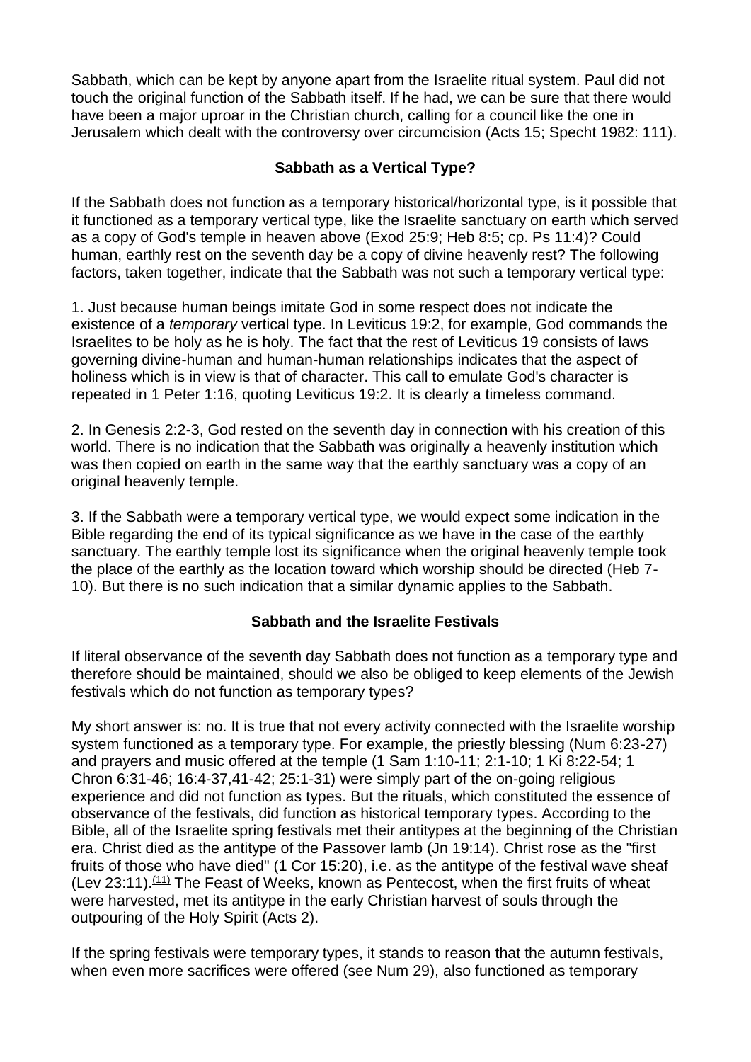Sabbath, which can be kept by anyone apart from the Israelite ritual system. Paul did not touch the original function of the Sabbath itself. If he had, we can be sure that there would have been a major uproar in the Christian church, calling for a council like the one in Jerusalem which dealt with the controversy over circumcision (Acts 15; Specht 1982: 111).

### Sabbath as a Vertical Type?

If the Sabbath does not function as a temporary historical/horizontal type, is it possible that it functioned as a temporary vertical type, like the Israelite sanctuary on earth which served as a copy of God's temple in heaven above (Exod 25:9; Heb 8:5; cp. Ps 11:4)? Could human, earthly rest on the seventh day be a copy of divine heavenly rest? The following factors, taken together, indicate that the Sabbath was not such a temporary vertical type:

1. Just because human beings imitate God in some respect does not indicate the existence of a *temporary* vertical type. In Leviticus 19:2, for example, God commands the Israelites to be holy as he is holy. The fact that the rest of Leviticus 19 consists of laws governing divine-human and human-human relationships indicates that the aspect of holiness which is in view is that of character. This call to emulate God's character is repeated in 1 Peter 1:16, quoting Leviticus 19:2. It is clearly a timeless command.

2. In Genesis 2:2-3, God rested on the seventh day in connection with his creation of this world. There is no indication that the Sabbath was originally a heavenly institution which was then copied on earth in the same way that the earthly sanctuary was a copy of an original heavenly temple.

3. If the Sabbath were a temporary vertical type, we would expect some indication in the Bible regarding the end of its typical significance as we have in the case of the earthly sanctuary. The earthly temple lost its significance when the original heavenly temple took the place of the earthly as the location toward which worship should be directed (Heb 7-10). But there is no such indication that a similar dynamic applies to the Sabbath.

### Sabbath and the Israelite Festivals

If literal observance of the seventh day Sabbath does not function as a temporary type and therefore should be maintained, should we also be obliged to keep elements of the Jewish festivals which do not function as temporary types?

My short answer is: no. It is true that not every activity connected with the Israelite worship system functioned as a temporary type. For example, the priestly blessing (Num 6:23-27) and prayers and music offered at the temple (1 Sam 1:10-11; 2:1-10; 1 Ki 8:22-54; 1 Chron 6:31-46; 16:4-37,41-42; 25:1-31) were simply part of the on-going religious experience and did not function as types. But the rituals, which constituted the essence of observance of the festivals, did function as historical temporary types. According to the Bible, all of the Israelite spring festivals met their antitypes at the beginning of the Christian era. Christ died as the antitype of the Passover lamb (Jn 19:14). Christ rose as the "first fruits of those who have died" (1 Cor 15:20), i.e. as the antitype of the festival wave sheaf (Lev 23:11).[11] The Feast of Weeks, known as Pentecost, when the first fruits of wheat were harvested, met its antitype in the early Christian harvest of souls through the outpouring of the Holy Spirit (Acts 2).

If the spring festivals were temporary types, it stands to reason that the autumn festivals, when even more sacrifices were offered (see Num 29), also functioned as temporary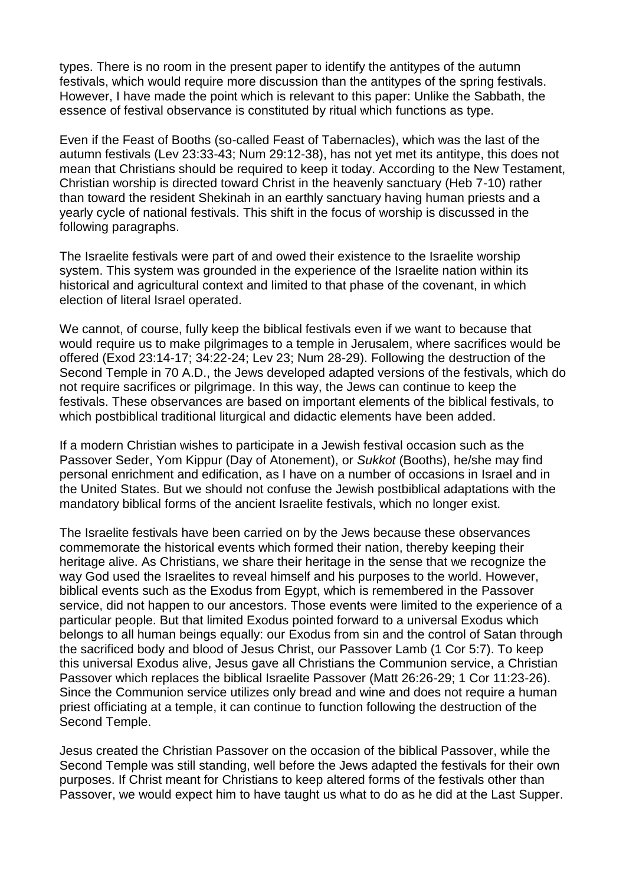types. There is no room in the present paper to identify the antitypes of the autumn festivals, which would require more discussion than the antitypes of the spring festivals. However, I have made the point which is relevant to this paper: Unlike the Sabbath, the essence of festival observance is constituted by ritual which functions as type.

Even if the Feast of Booths (so-called Feast of Tabernacles), which was the last of the autumn festivals (Lev 23:33-43; Num 29:12-38), has not yet met its antitype, this does not mean that Christians should be required to keep it today. According to the New Testament, Christian worship is directed toward Christ in the heavenly sanctuary (Heb 7-10) rather than toward the resident Shekinah in an earthly sanctuary having human priests and a yearly cycle of national festivals. This shift in the focus of worship is discussed in the following paragraphs.

The Israelite festivals were part of and owed their existence to the Israelite worship system. This system was grounded in the experience of the Israelite nation within its historical and agricultural context and limited to that phase of the covenant, in which election of literal Israel operated.

We cannot, of course, fully keep the biblical festivals even if we want to because that would require us to make pilgrimages to a temple in Jerusalem, where sacrifices would be offered (Exod 23:14-17; 34:22-24; Lev 23; Num 28-29). Following the destruction of the Second Temple in 70 A.D., the Jews developed adapted versions of the festivals, which do not require sacrifices or pilgrimage. In this way, the Jews can continue to keep the festivals. These observances are based on important elements of the biblical festivals, to which postbiblical traditional liturgical and didactic elements have been added.

If a modern Christian wishes to participate in a Jewish festival occasion such as the Passover Seder, Yom Kippur (Day of Atonement), or *Sukkot* (Booths), he/she may find personal enrichment and edification, as I have on a number of occasions in Israel and in the United States. But we should not confuse the Jewish postbiblical adaptations with the mandatory biblical forms of the ancient Israelite festivals, which no longer exist.

The Israelite festivals have been carried on by the Jews because these observances commemorate the historical events which formed their nation, thereby keeping their heritage alive. As Christians, we share their heritage in the sense that we recognize the way God used the Israelites to reveal himself and his purposes to the world. However, biblical events such as the Exodus from Egypt, which is remembered in the Passover service, did not happen to our ancestors. Those events were limited to the experience of a particular people. But that limited Exodus pointed forward to a universal Exodus which belongs to all human beings equally: our Exodus from sin and the control of Satan through the sacrificed body and blood of Jesus Christ, our Passover Lamb (1 Cor 5:7). To keep this universal Exodus alive, Jesus gave all Christians the Communion service, a Christian Passover which replaces the biblical Israelite Passover (Matt 26:26-29; 1 Cor 11:23-26). Since the Communion service utilizes only bread and wine and does not require a human priest officiating at a temple, it can continue to function following the destruction of the Second Temple.

Jesus created the Christian Passover on the occasion of the biblical Passover, while the Second Temple was still standing, well before the Jews adapted the festivals for their own purposes. If Christ meant for Christians to keep altered forms of the festivals other than Passover, we would expect him to have taught us what to do as he did at the Last Supper.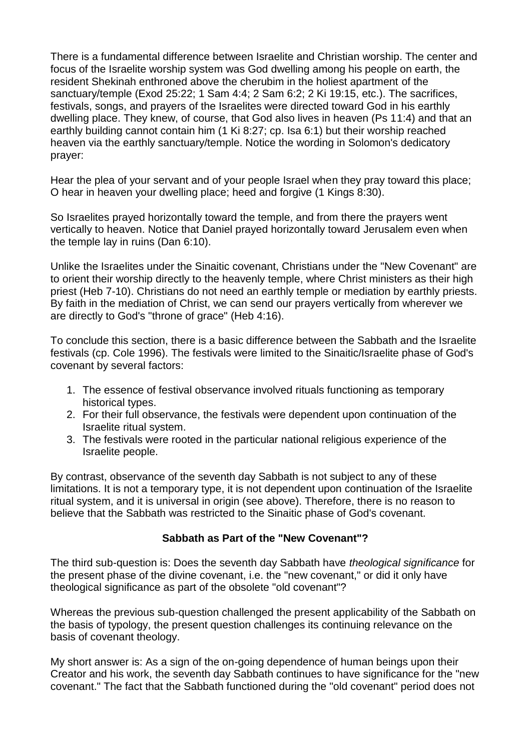There is a fundamental difference between Israelite and Christian worship. The center and focus of the Israelite worship system was God dwelling among his people on earth, the resident Shekinah enthroned above the cherubim in the holiest apartment of the sanctuary/temple (Exod 25:22; 1 Sam 4:4; 2 Sam 6:2; 2 Ki 19:15, etc.). The sacrifices, festivals, songs, and prayers of the Israelites were directed toward God in his earthly dwelling place. They knew, of course, that God also lives in heaven (Ps 11:4) and that an earthly building cannot contain him (1 Ki 8:27; cp. Isa 6:1) but their worship reached heaven via the earthly sanctuary/temple. Notice the wording in Solomon's dedicatory prayer:

Hear the plea of your servant and of your people Israel when they pray toward this place; O hear in heaven your dwelling place; heed and forgive (1 Kings 8:30).

So Israelites prayed horizontally toward the temple, and from there the prayers went vertically to heaven. Notice that Daniel prayed horizontally toward Jerusalem even when the temple lay in ruins (Dan 6:10).

Unlike the Israelites under the Sinaitic covenant, Christians under the "New Covenant" are to orient their worship directly to the heavenly temple, where Christ ministers as their high priest (Heb 7-10). Christians do not need an earthly temple or mediation by earthly priests. By faith in the mediation of Christ, we can send our prayers vertically from wherever we are directly to God's "throne of grace" (Heb 4:16).

To conclude this section, there is a basic difference between the Sabbath and the Israelite festivals (cp. Cole 1996). The festivals were limited to the Sinaitic/Israelite phase of God's covenant by several factors:

1. The essence of festival observance involved rituals functioning as temporary historical types.
2. For their full observance, the festivals were dependent upon continuation of the Israelite ritual system.
3. The festivals were rooted in the particular national religious experience of the Israelite people.

By contrast, observance of the seventh day Sabbath is not subject to any of these limitations. It is not a temporary type, it is not dependent upon continuation of the Israelite ritual system, and it is universal in origin (see above). Therefore, there is no reason to believe that the Sabbath was restricted to the Sinaitic phase of God's covenant.

### Sabbath as Part of the "New Covenant"?

The third sub-question is: Does the seventh day Sabbath have *theological significance* for the present phase of the divine covenant, i.e. the "new covenant," or did it only have theological significance as part of the obsolete "old covenant"?

Whereas the previous sub-question challenged the present applicability of the Sabbath on the basis of typology, the present question challenges its continuing relevance on the basis of covenant theology.

My short answer is: As a sign of the on-going dependence of human beings upon their Creator and his work, the seventh day Sabbath continues to have significance for the "new covenant." The fact that the Sabbath functioned during the "old covenant" period does not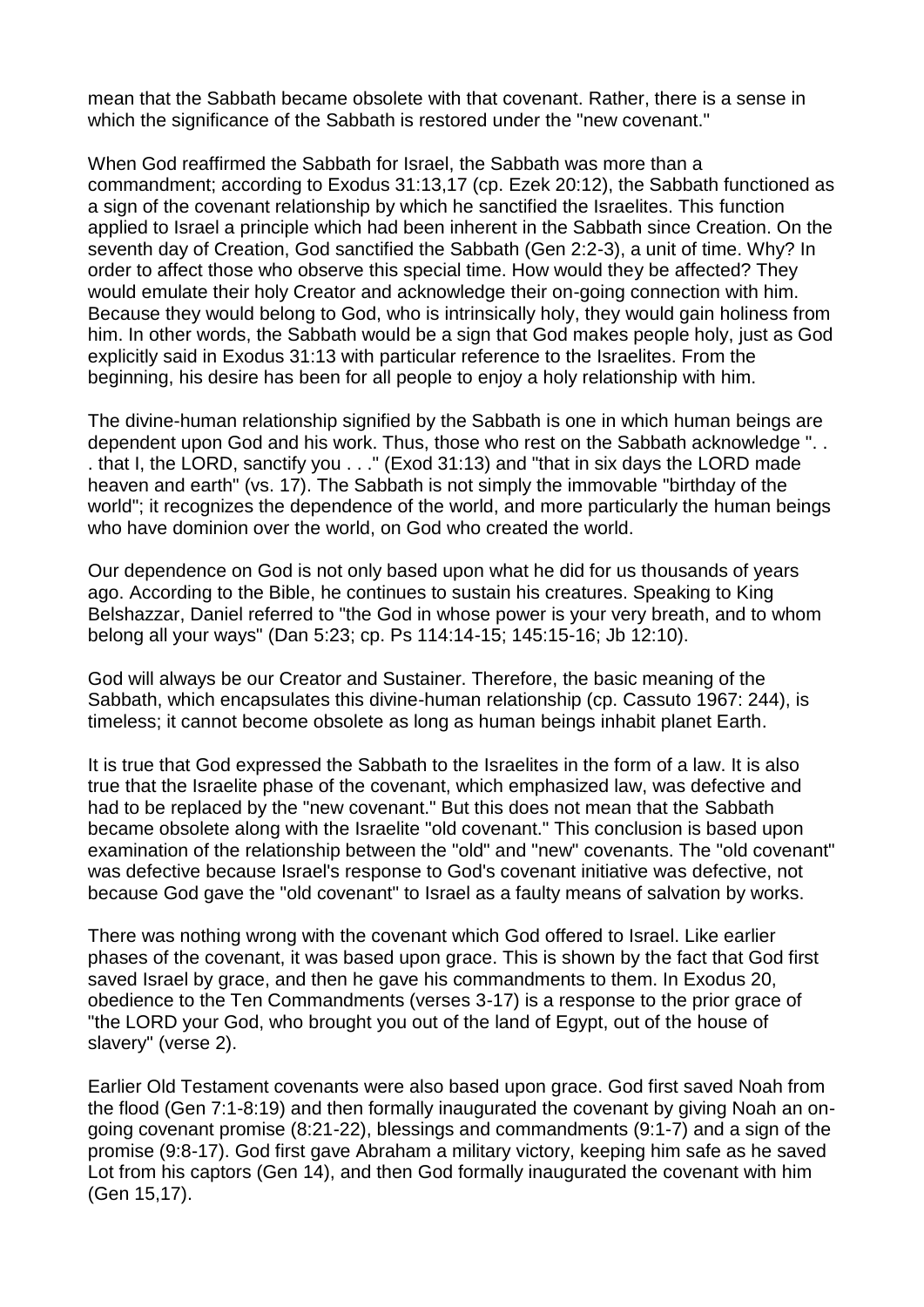mean that the Sabbath became obsolete with that covenant. Rather, there is a sense in which the significance of the Sabbath is restored under the "new covenant."

When God reaffirmed the Sabbath for Israel, the Sabbath was more than a commandment; according to Exodus 31:13,17 (cp. Ezek 20:12), the Sabbath functioned as a sign of the covenant relationship by which he sanctified the Israelites. This function applied to Israel a principle which had been inherent in the Sabbath since Creation. On the seventh day of Creation, God sanctified the Sabbath (Gen 2:2-3), a unit of time. Why? In order to affect those who observe this special time. How would they be affected? They would emulate their holy Creator and acknowledge their on-going connection with him. Because they would belong to God, who is intrinsically holy, they would gain holiness from him. In other words, the Sabbath would be a sign that God makes people holy, just as God explicitly said in Exodus 31:13 with particular reference to the Israelites. From the beginning, his desire has been for all people to enjoy a holy relationship with him.

The divine-human relationship signified by the Sabbath is one in which human beings are dependent upon God and his work. Thus, those who rest on the Sabbath acknowledge ". . . that I, the LORD, sanctify you . . ." (Exod 31:13) and "that in six days the LORD made heaven and earth" (vs. 17). The Sabbath is not simply the immovable "birthday of the world"; it recognizes the dependence of the world, and more particularly the human beings who have dominion over the world, on God who created the world.

Our dependence on God is not only based upon what he did for us thousands of years ago. According to the Bible, he continues to sustain his creatures. Speaking to King Belshazzar, Daniel referred to "the God in whose power is your very breath, and to whom belong all your ways" (Dan 5:23; cp. Ps 114:14-15; 145:15-16; Jb 12:10).

God will always be our Creator and Sustainer. Therefore, the basic meaning of the Sabbath, which encapsulates this divine-human relationship (cp. Cassuto 1967: 244), is timeless; it cannot become obsolete as long as human beings inhabit planet Earth.

It is true that God expressed the Sabbath to the Israelites in the form of a law. It is also true that the Israelite phase of the covenant, which emphasized law, was defective and had to be replaced by the "new covenant." But this does not mean that the Sabbath became obsolete along with the Israelite "old covenant." This conclusion is based upon examination of the relationship between the "old" and "new" covenants. The "old covenant" was defective because Israel's response to God's covenant initiative was defective, not because God gave the "old covenant" to Israel as a faulty means of salvation by works.

There was nothing wrong with the covenant which God offered to Israel. Like earlier phases of the covenant, it was based upon grace. This is shown by the fact that God first saved Israel by grace, and then he gave his commandments to them. In Exodus 20, obedience to the Ten Commandments (verses 3-17) is a response to the prior grace of "the LORD your God, who brought you out of the land of Egypt, out of the house of slavery" (verse 2).

Earlier Old Testament covenants were also based upon grace. God first saved Noah from the flood (Gen 7:1-8:19) and then formally inaugurated the covenant by giving Noah an on-going covenant promise (8:21-22), blessings and commandments (9:1-7) and a sign of the promise (9:8-17). God first gave Abraham a military victory, keeping him safe as he saved Lot from his captors (Gen 14), and then God formally inaugurated the covenant with him (Gen 15,17).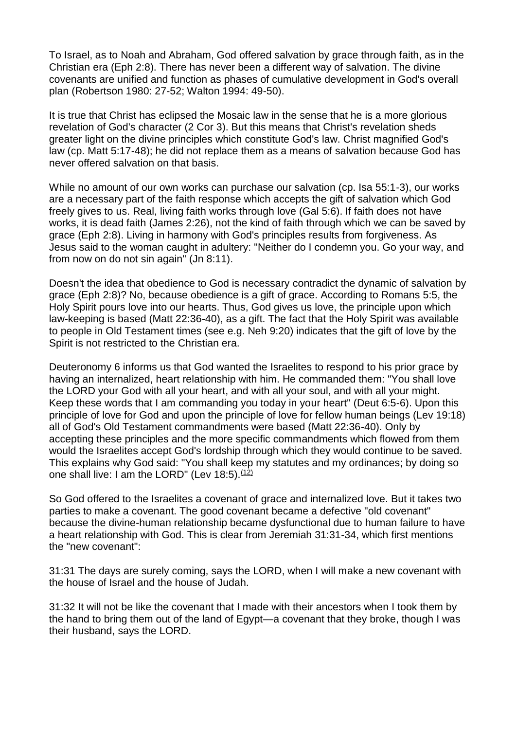To Israel, as to Noah and Abraham, God offered salvation by grace through faith, as in the Christian era (Eph 2:8). There has never been a different way of salvation. The divine covenants are unified and function as phases of cumulative development in God's overall plan (Robertson 1980: 27-52; Walton 1994: 49-50).

It is true that Christ has eclipsed the Mosaic law in the sense that he is a more glorious revelation of God's character (2 Cor 3). But this means that Christ's revelation sheds greater light on the divine principles which constitute God's law. Christ magnified God's law (cp. Matt 5:17-48); he did not replace them as a means of salvation because God has never offered salvation on that basis.

While no amount of our own works can purchase our salvation (cp. Isa 55:1-3), our works are a necessary part of the faith response which accepts the gift of salvation which God freely gives to us. Real, living faith works through love (Gal 5:6). If faith does not have works, it is dead faith (James 2:26), not the kind of faith through which we can be saved by grace (Eph 2:8). Living in harmony with God's principles results from forgiveness. As Jesus said to the woman caught in adultery: "Neither do I condemn you. Go your way, and from now on do not sin again" (Jn 8:11).

Doesn't the idea that obedience to God is necessary contradict the dynamic of salvation by grace (Eph 2:8)? No, because obedience is a gift of grace. According to Romans 5:5, the Holy Spirit pours love into our hearts. Thus, God gives us love, the principle upon which law-keeping is based (Matt 22:36-40), as a gift. The fact that the Holy Spirit was available to people in Old Testament times (see e.g. Neh 9:20) indicates that the gift of love by the Spirit is not restricted to the Christian era.

Deuteronomy 6 informs us that God wanted the Israelites to respond to his prior grace by having an internalized, heart relationship with him. He commanded them: "You shall love the LORD your God with all your heart, and with all your soul, and with all your might. Keep these words that I am commanding you today in your heart" (Deut 6:5-6). Upon this principle of love for God and upon the principle of love for fellow human beings (Lev 19:18) all of God's Old Testament commandments were based (Matt 22:36-40). Only by accepting these principles and the more specific commandments which flowed from them would the Israelites accept God's lordship through which they would continue to be saved. This explains why God said: "You shall keep my statutes and my ordinances; by doing so one shall live: I am the LORD" (Lev 18:5).[(12)]

So God offered to the Israelites a covenant of grace and internalized love. But it takes two parties to make a covenant. The good covenant became a defective "old covenant" because the divine-human relationship became dysfunctional due to human failure to have a heart relationship with God. This is clear from Jeremiah 31:31-34, which first mentions the "new covenant":

31:31 The days are surely coming, says the LORD, when I will make a new covenant with the house of Israel and the house of Judah.

31:32 It will not be like the covenant that I made with their ancestors when I took them by the hand to bring them out of the land of Egypt—a covenant that they broke, though I was their husband, says the LORD.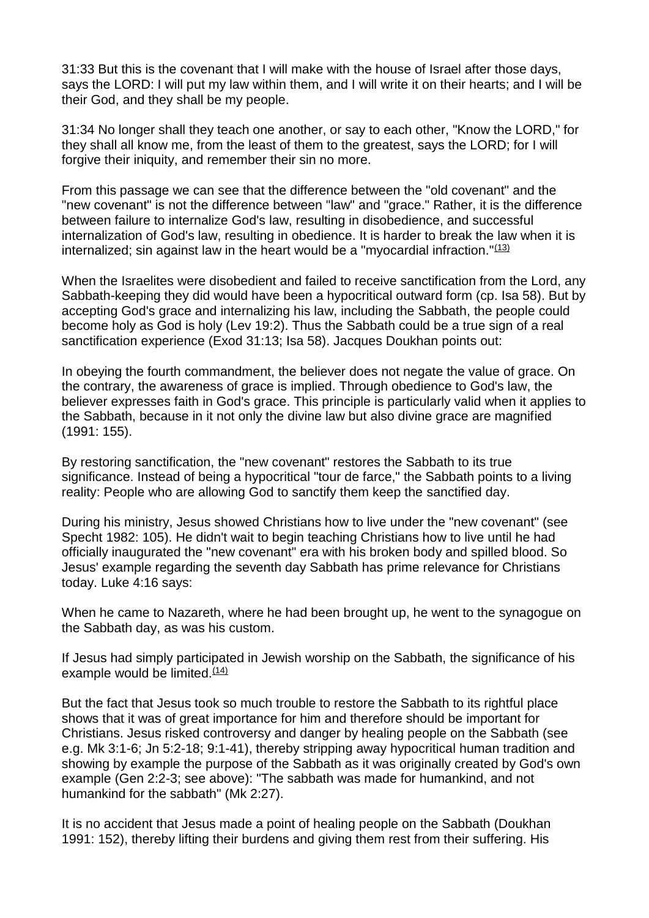31:33 But this is the covenant that I will make with the house of Israel after those days, says the LORD: I will put my law within them, and I will write it on their hearts; and I will be their God, and they shall be my people.

31:34 No longer shall they teach one another, or say to each other, "Know the LORD," for they shall all know me, from the least of them to the greatest, says the LORD; for I will forgive their iniquity, and remember their sin no more.

From this passage we can see that the difference between the "old covenant" and the "new covenant" is not the difference between "law" and "grace." Rather, it is the difference between failure to internalize God's law, resulting in disobedience, and successful internalization of God's law, resulting in obedience. It is harder to break the law when it is internalized; sin against law in the heart would be a "myocardial infraction."[(13)]

When the Israelites were disobedient and failed to receive sanctification from the Lord, any Sabbath-keeping they did would have been a hypocritical outward form (cp. Isa 58). But by accepting God's grace and internalizing his law, including the Sabbath, the people could become holy as God is holy (Lev 19:2). Thus the Sabbath could be a true sign of a real sanctification experience (Exod 31:13; Isa 58). Jacques Doukhan points out:

In obeying the fourth commandment, the believer does not negate the value of grace. On the contrary, the awareness of grace is implied. Through obedience to God's law, the believer expresses faith in God's grace. This principle is particularly valid when it applies to the Sabbath, because in it not only the divine law but also divine grace are magnified (1991: 155).

By restoring sanctification, the "new covenant" restores the Sabbath to its true significance. Instead of being a hypocritical "tour de farce," the Sabbath points to a living reality: People who are allowing God to sanctify them keep the sanctified day.

During his ministry, Jesus showed Christians how to live under the "new covenant" (see Specht 1982: 105). He didn't wait to begin teaching Christians how to live until he had officially inaugurated the "new covenant" era with his broken body and spilled blood. So Jesus' example regarding the seventh day Sabbath has prime relevance for Christians today. Luke 4:16 says:

When he came to Nazareth, where he had been brought up, he went to the synagogue on the Sabbath day, as was his custom.

If Jesus had simply participated in Jewish worship on the Sabbath, the significance of his example would be limited.[(14)]

But the fact that Jesus took so much trouble to restore the Sabbath to its rightful place shows that it was of great importance for him and therefore should be important for Christians. Jesus risked controversy and danger by healing people on the Sabbath (see e.g. Mk 3:1-6; Jn 5:2-18; 9:1-41), thereby stripping away hypocritical human tradition and showing by example the purpose of the Sabbath as it was originally created by God's own example (Gen 2:2-3; see above): "The sabbath was made for humankind, and not humankind for the sabbath" (Mk 2:27).

It is no accident that Jesus made a point of healing people on the Sabbath (Doukhan 1991: 152), thereby lifting their burdens and giving them rest from their suffering. His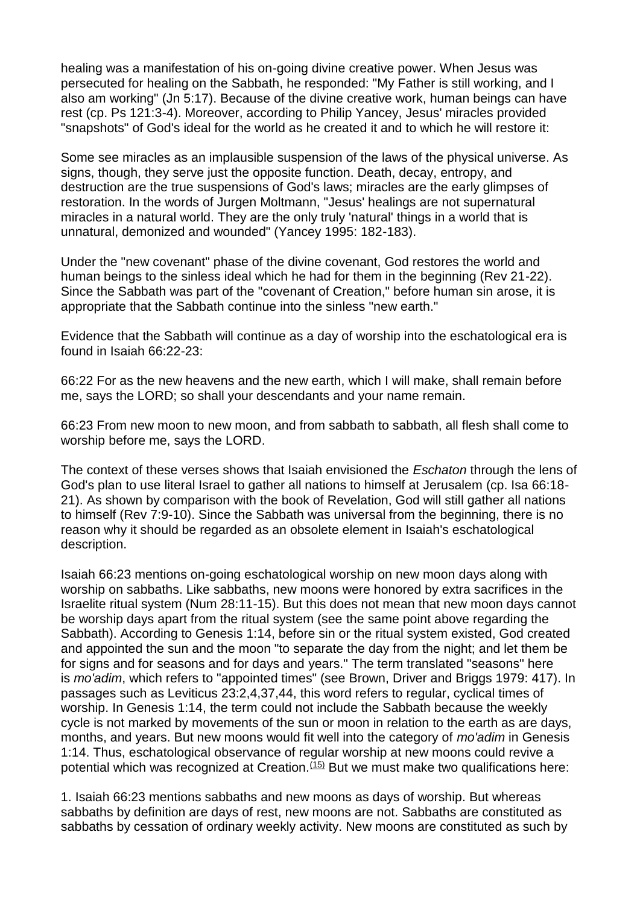healing was a manifestation of his on-going divine creative power. When Jesus was persecuted for healing on the Sabbath, he responded: "My Father is still working, and I also am working" (Jn 5:17). Because of the divine creative work, human beings can have rest (cp. Ps 121:3-4). Moreover, according to Philip Yancey, Jesus' miracles provided "snapshots" of God's ideal for the world as he created it and to which he will restore it:

Some see miracles as an implausible suspension of the laws of the physical universe. As signs, though, they serve just the opposite function. Death, decay, entropy, and destruction are the true suspensions of God's laws; miracles are the early glimpses of restoration. In the words of Jurgen Moltmann, "Jesus' healings are not supernatural miracles in a natural world. They are the only truly 'natural' things in a world that is unnatural, demonized and wounded" (Yancey 1995: 182-183).

Under the "new covenant" phase of the divine covenant, God restores the world and human beings to the sinless ideal which he had for them in the beginning (Rev 21-22). Since the Sabbath was part of the "covenant of Creation," before human sin arose, it is appropriate that the Sabbath continue into the sinless "new earth."

Evidence that the Sabbath will continue as a day of worship into the eschatological era is found in Isaiah 66:22-23:

66:22 For as the new heavens and the new earth, which I will make, shall remain before me, says the LORD; so shall your descendants and your name remain.

66:23 From new moon to new moon, and from sabbath to sabbath, all flesh shall come to worship before me, says the LORD.

The context of these verses shows that Isaiah envisioned the *Eschaton* through the lens of God's plan to use literal Israel to gather all nations to himself at Jerusalem (cp. Isa 66:18-21). As shown by comparison with the book of Revelation, God will still gather all nations to himself (Rev 7:9-10). Since the Sabbath was universal from the beginning, there is no reason why it should be regarded as an obsolete element in Isaiah's eschatological description.

Isaiah 66:23 mentions on-going eschatological worship on new moon days along with worship on sabbaths. Like sabbaths, new moons were honored by extra sacrifices in the Israelite ritual system (Num 28:11-15). But this does not mean that new moon days cannot be worship days apart from the ritual system (see the same point above regarding the Sabbath). According to Genesis 1:14, before sin or the ritual system existed, God created and appointed the sun and the moon "to separate the day from the night; and let them be for signs and for seasons and for days and years." The term translated "seasons" here is *mo'adim*, which refers to "appointed times" (see Brown, Driver and Briggs 1979: 417). In passages such as Leviticus 23:2,4,37,44, this word refers to regular, cyclical times of worship. In Genesis 1:14, the term could not include the Sabbath because the weekly cycle is not marked by movements of the sun or moon in relation to the earth as are days, months, and years. But new moons would fit well into the category of *mo'adim* in Genesis 1:14. Thus, eschatological observance of regular worship at new moons could revive a potential which was recognized at Creation.[(15)] But we must make two qualifications here:

1. Isaiah 66:23 mentions sabbaths and new moons as days of worship. But whereas sabbaths by definition are days of rest, new moons are not. Sabbaths are constituted as sabbaths by cessation of ordinary weekly activity. New moons are constituted as such by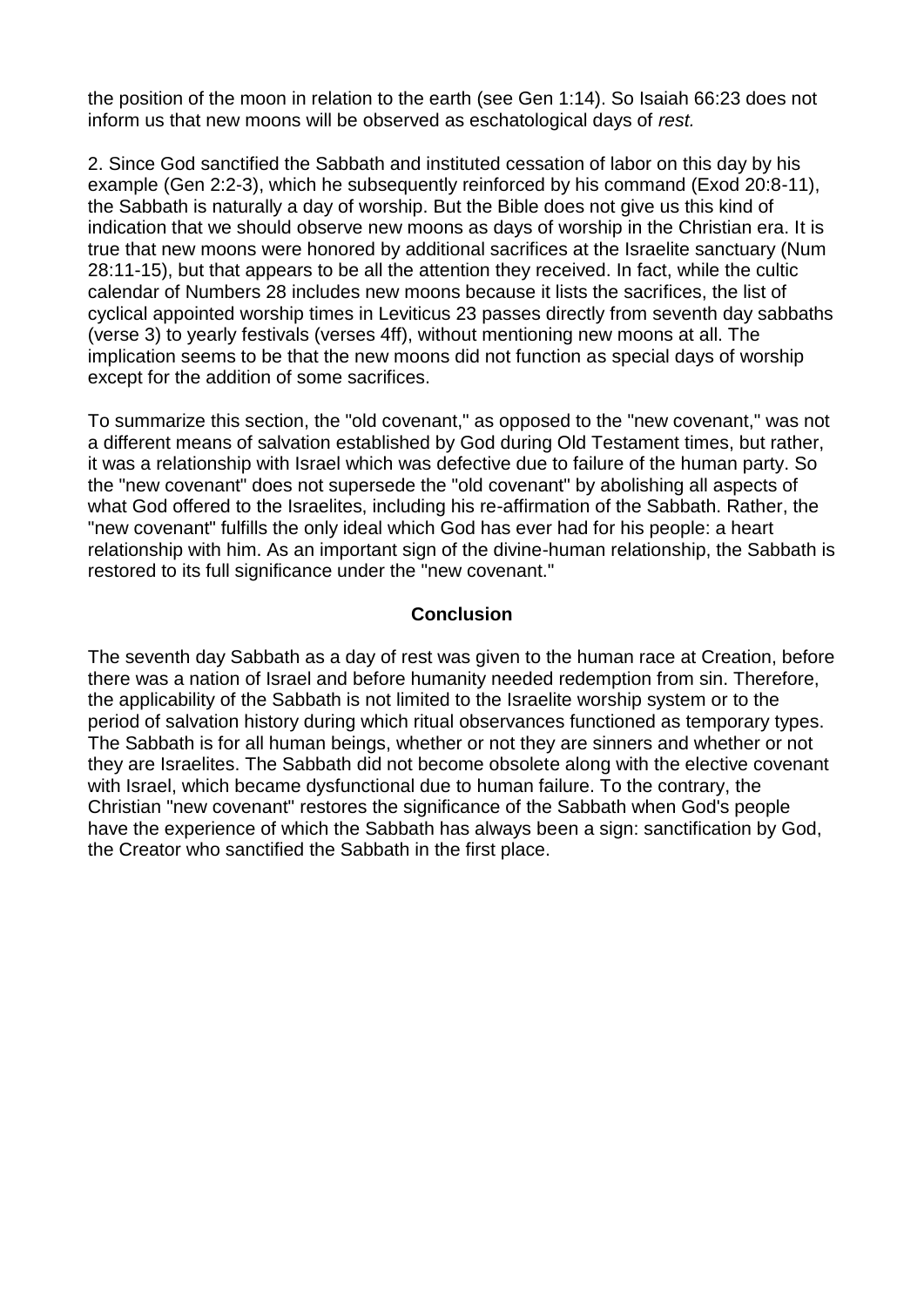the position of the moon in relation to the earth (see Gen 1:14). So Isaiah 66:23 does not inform us that new moons will be observed as eschatological days of *rest.*

2. Since God sanctified the Sabbath and instituted cessation of labor on this day by his example (Gen 2:2-3), which he subsequently reinforced by his command (Exod 20:8-11), the Sabbath is naturally a day of worship. But the Bible does not give us this kind of indication that we should observe new moons as days of worship in the Christian era. It is true that new moons were honored by additional sacrifices at the Israelite sanctuary (Num 28:11-15), but that appears to be all the attention they received. In fact, while the cultic calendar of Numbers 28 includes new moons because it lists the sacrifices, the list of cyclical appointed worship times in Leviticus 23 passes directly from seventh day sabbaths (verse 3) to yearly festivals (verses 4ff), without mentioning new moons at all. The implication seems to be that the new moons did not function as special days of worship except for the addition of some sacrifices.

To summarize this section, the "old covenant," as opposed to the "new covenant," was not a different means of salvation established by God during Old Testament times, but rather, it was a relationship with Israel which was defective due to failure of the human party. So the "new covenant" does not supersede the "old covenant" by abolishing all aspects of what God offered to the Israelites, including his re-affirmation of the Sabbath. Rather, the "new covenant" fulfills the only ideal which God has ever had for his people: a heart relationship with him. As an important sign of the divine-human relationship, the Sabbath is restored to its full significance under the "new covenant."

## Conclusion

The seventh day Sabbath as a day of rest was given to the human race at Creation, before there was a nation of Israel and before humanity needed redemption from sin. Therefore, the applicability of the Sabbath is not limited to the Israelite worship system or to the period of salvation history during which ritual observances functioned as temporary types. The Sabbath is for all human beings, whether or not they are sinners and whether or not they are Israelites. The Sabbath did not become obsolete along with the elective covenant with Israel, which became dysfunctional due to human failure. To the contrary, the Christian "new covenant" restores the significance of the Sabbath when God's people have the experience of which the Sabbath has always been a sign: sanctification by God, the Creator who sanctified the Sabbath in the first place.